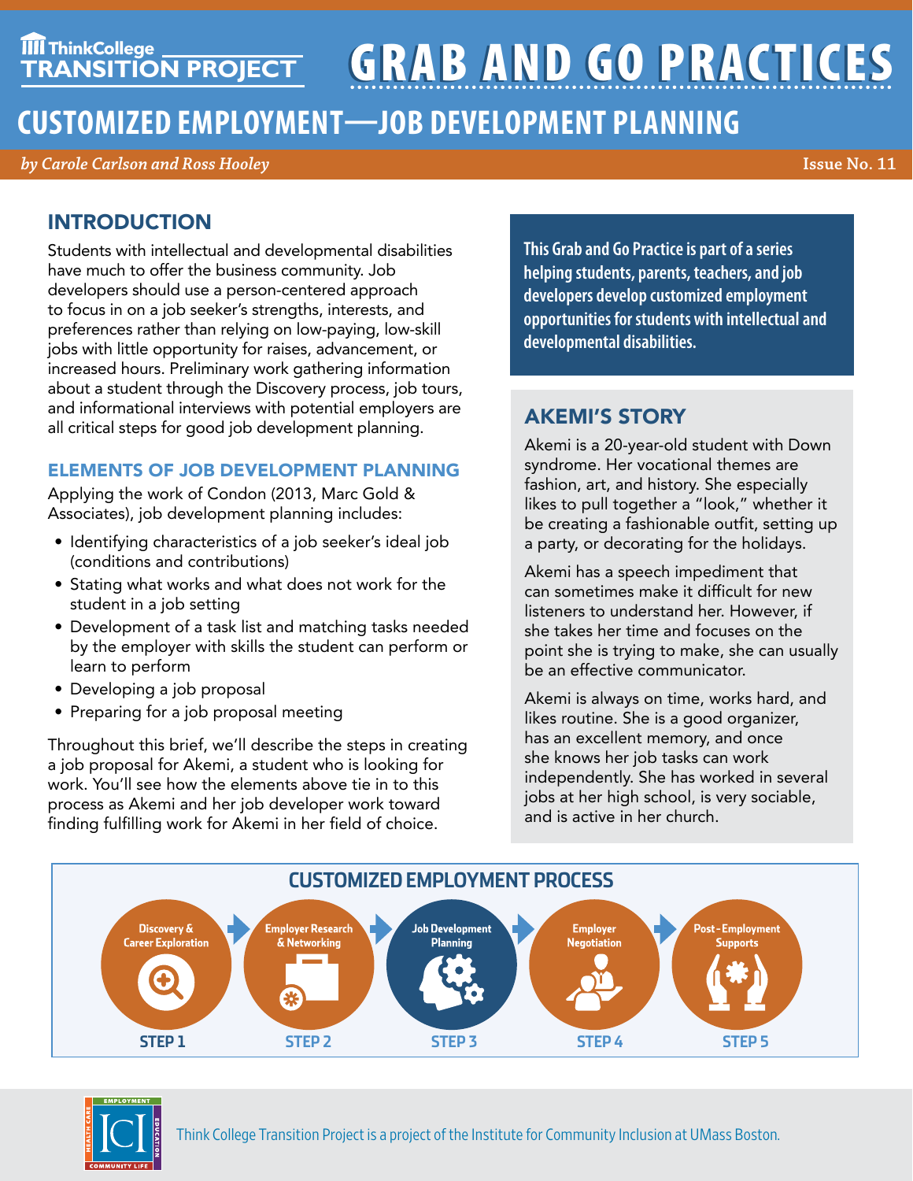ThinkCollege TRANSITION PROJECT

# GRAB AND GO PRACTICES

## CUSTOMIZED EMPLOYMENT—JOB DEVELOPMENT PLANNING

*by Carole Carlson and Ross Hooley*

Issue No. 11

## INTRODUCTION

Students with intellectual and developmental disabilities have much to offer the business community. Job developers should use a person-centered approach to focus in on a job seeker's strengths, interests, and preferences rather than relying on low-paying, low-skill jobs with little opportunity for raises, advancement, or increased hours. Preliminary work gathering information about a student through the Discovery process, job tours, and informational interviews with potential employers are all critical steps for good job development planning.

### ELEMENTS OF JOB DEVELOPMENT PLANNING

Applying the work of Condon (2013, Marc Gold & Associates), job development planning includes:

- Identifying characteristics of a job seeker's ideal job (conditions and contributions)
- Stating what works and what does not work for the student in a job setting
- Development of a task list and matching tasks needed by the employer with skills the student can perform or learn to perform
- Developing a job proposal
- Preparing for a job proposal meeting

Throughout this brief, we'll describe the steps in creating a job proposal for Akemi, a student who is looking for work. You'll see how the elements above tie in to this process as Akemi and her job developer work toward finding fulfilling work for Akemi in her field of choice.

**This Grab and Go Practice is part of a series helping students, parents, teachers, and job developers develop customized employment opportunities for students with intellectual and developmental disabilities.**

## AKEMI'S STORY

Akemi is a 20-year-old student with Down syndrome. Her vocational themes are fashion, art, and history. She especially likes to pull together a "look," whether it be creating a fashionable outfit, setting up a party, or decorating for the holidays.

Akemi has a speech impediment that can sometimes make it difficult for new listeners to understand her. However, if she takes her time and focuses on the point she is trying to make, she can usually be an effective communicator.

Akemi is always on time, works hard, and likes routine. She is a good organizer, has an excellent memory, and once she knows her job tasks can work independently. She has worked in several jobs at her high school, is very sociable, and is active in her church.

## CUSTOMIZED EMPLOYMENT PROCESS

Discovery & Career Exploration — STEP 1

Employer Research & Networking — STEP 2

Job Development Planning — STEP 3

Employer Negotiation — STEP 4

Post-Employment Supports — STEP 5

ICI — EMPLOYMENT, EDUCATION, COMMUNITY LIFE, HEALTH CARE

Think College Transition Project is a project of the Institute for Community Inclusion at UMass Boston.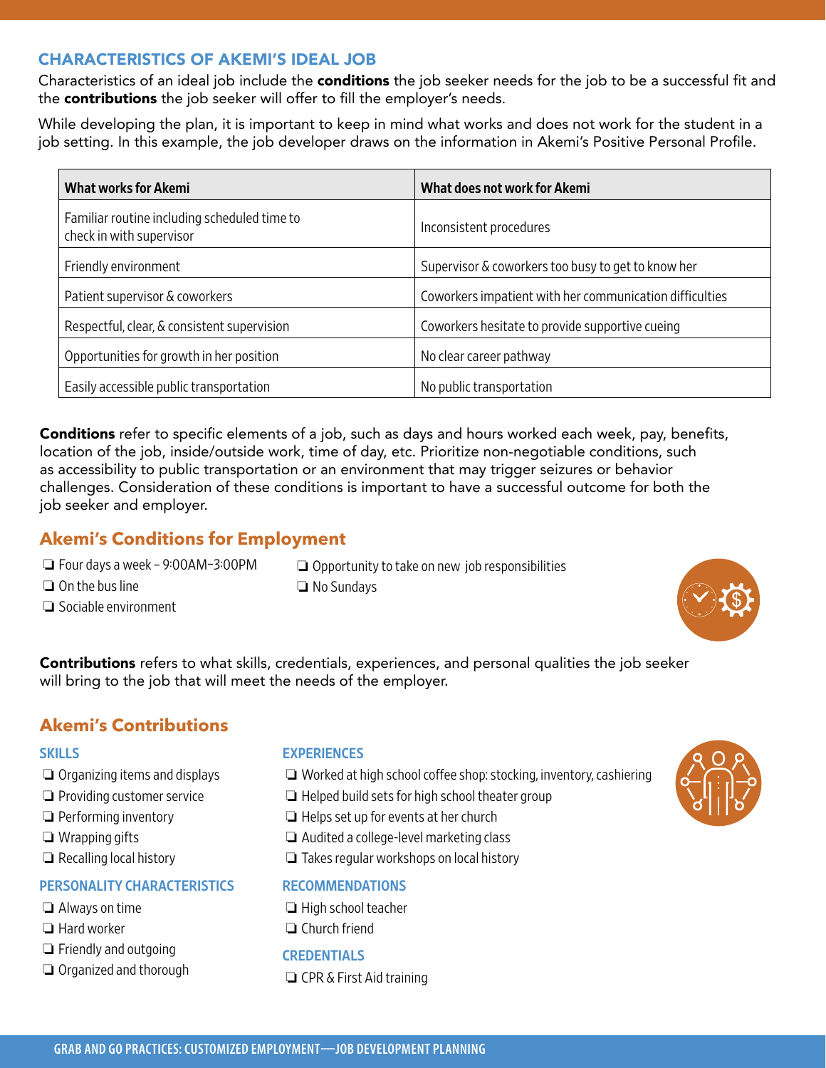## CHARACTERISTICS OF AKEMI'S IDEAL JOB

Characteristics of an ideal job include the **conditions** the job seeker needs for the job to be a successful fit and the **contributions** the job seeker will offer to fill the employer's needs.

While developing the plan, it is important to keep in mind what works and does not work for the student in a job setting. In this example, the job developer draws on the information in Akemi's Positive Personal Profile.

| What works for Akemi | What does not work for Akemi |
|---|---|
| Familiar routine including scheduled time to check in with supervisor | Inconsistent procedures |
| Friendly environment | Supervisor & coworkers too busy to get to know her |
| Patient supervisor & coworkers | Coworkers impatient with her communication difficulties |
| Respectful, clear, & consistent supervision | Coworkers hesitate to provide supportive cueing |
| Opportunities for growth in her position | No clear career pathway |
| Easily accessible public transportation | No public transportation |

**Conditions** refer to specific elements of a job, such as days and hours worked each week, pay, benefits, location of the job, inside/outside work, time of day, etc. Prioritize non-negotiable conditions, such as accessibility to public transportation or an environment that may trigger seizures or behavior challenges. Consideration of these conditions is important to have a successful outcome for both the job seeker and employer.

## Akemi's Conditions for Employment

- ❏ Four days a week – 9:00AM–3:00PM
- ❏ On the bus line
- ❏ Sociable environment
- ❏ Opportunity to take on new job responsibilities
- ❏ No Sundays

**Contributions** refers to what skills, credentials, experiences, and personal qualities the job seeker will bring to the job that will meet the needs of the employer.

## Akemi's Contributions

### SKILLS

- ❏ Organizing items and displays
- ❏ Providing customer service
- ❏ Performing inventory
- ❏ Wrapping gifts
- ❏ Recalling local history

### PERSONALITY CHARACTERISTICS

- ❏ Always on time
- ❏ Hard worker
- ❏ Friendly and outgoing
- ❏ Organized and thorough

### EXPERIENCES

- ❏ Worked at high school coffee shop: stocking, inventory, cashiering
- ❏ Helped build sets for high school theater group
- ❏ Helps set up for events at her church
- ❏ Audited a college-level marketing class
- ❏ Takes regular workshops on local history

### RECOMMENDATIONS

- ❏ High school teacher
- ❏ Church friend

### CREDENTIALS

- ❏ CPR & First Aid training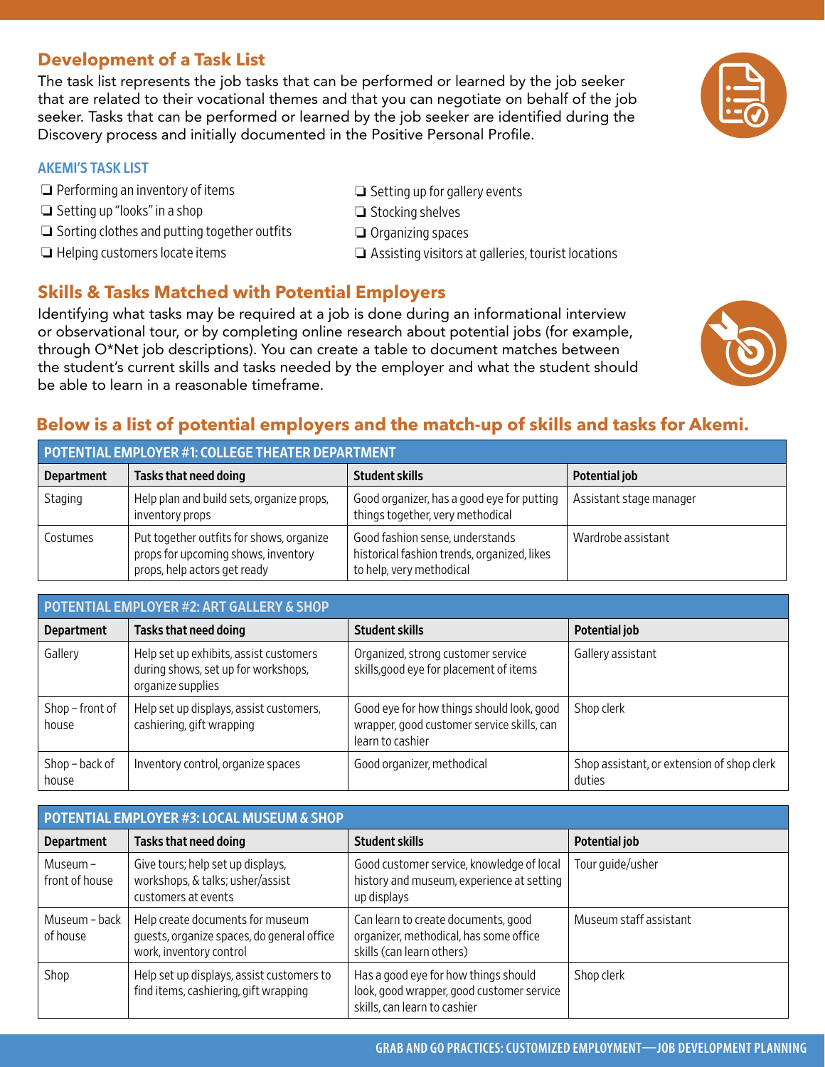## Development of a Task List

The task list represents the job tasks that can be performed or learned by the job seeker that are related to their vocational themes and that you can negotiate on behalf of the job seeker. Tasks that can be performed or learned by the job seeker are identified during the Discovery process and initially documented in the Positive Personal Profile.

### AKEMI'S TASK LIST

- ❑ Performing an inventory of items
- ❑ Setting up "looks" in a shop
- ❑ Sorting clothes and putting together outfits
- ❑ Helping customers locate items
- ❑ Setting up for gallery events
- ❑ Stocking shelves
- ❑ Organizing spaces
- ❑ Assisting visitors at galleries, tourist locations

## Skills & Tasks Matched with Potential Employers

Identifying what tasks may be required at a job is done during an informational interview or observational tour, or by completing online research about potential jobs (for example, through O*Net job descriptions). You can create a table to document matches between the student's current skills and tasks needed by the employer and what the student should be able to learn in a reasonable timeframe.

### Below is a list of potential employers and the match-up of skills and tasks for Akemi.

**POTENTIAL EMPLOYER #1: COLLEGE THEATER DEPARTMENT**

| Department | Tasks that need doing | Student skills | Potential job |
|---|---|---|---|
| Staging | Help plan and build sets, organize props, inventory props | Good organizer, has a good eye for putting things together, very methodical | Assistant stage manager |
| Costumes | Put together outfits for shows, organize props for upcoming shows, inventory props, help actors get ready | Good fashion sense, understands historical fashion trends, organized, likes to help, very methodical | Wardrobe assistant |

**POTENTIAL EMPLOYER #2: ART GALLERY & SHOP**

| Department | Tasks that need doing | Student skills | Potential job |
|---|---|---|---|
| Gallery | Help set up exhibits, assist customers during shows, set up for workshops, organize supplies | Organized, strong customer service skills,good eye for placement of items | Gallery assistant |
| Shop – front of house | Help set up displays, assist customers, cashiering, gift wrapping | Good eye for how things should look, good wrapper, good customer service skills, can learn to cashier | Shop clerk |
| Shop – back of house | Inventory control, organize spaces | Good organizer, methodical | Shop assistant, or extension of shop clerk duties |

**POTENTIAL EMPLOYER #3: LOCAL MUSEUM & SHOP**

| Department | Tasks that need doing | Student skills | Potential job |
|---|---|---|---|
| Museum – front of house | Give tours; help set up displays, workshops, & talks; usher/assist customers at events | Good customer service, knowledge of local history and museum, experience at setting up displays | Tour guide/usher |
| Museum – back of house | Help create documents for museum guests, organize spaces, do general office work, inventory control | Can learn to create documents, good organizer, methodical, has some office skills (can learn others) | Museum staff assistant |
| Shop | Help set up displays, assist customers to find items, cashiering, gift wrapping | Has a good eye for how things should look, good wrapper, good customer service skills, can learn to cashier | Shop clerk |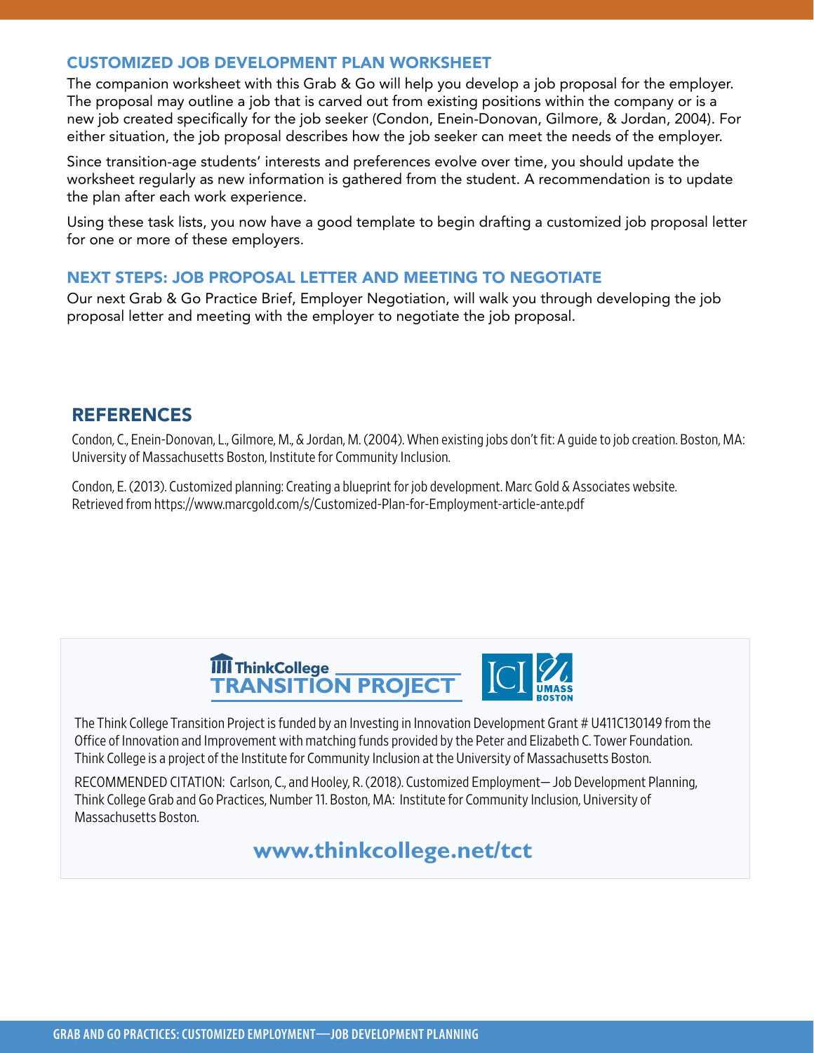## CUSTOMIZED JOB DEVELOPMENT PLAN WORKSHEET

The companion worksheet with this Grab & Go will help you develop a job proposal for the employer. The proposal may outline a job that is carved out from existing positions within the company or is a new job created specifically for the job seeker (Condon, Enein-Donovan, Gilmore, & Jordan, 2004). For either situation, the job proposal describes how the job seeker can meet the needs of the employer.

Since transition-age students' interests and preferences evolve over time, you should update the worksheet regularly as new information is gathered from the student. A recommendation is to update the plan after each work experience.

Using these task lists, you now have a good template to begin drafting a customized job proposal letter for one or more of these employers.

## NEXT STEPS: JOB PROPOSAL LETTER AND MEETING TO NEGOTIATE

Our next Grab & Go Practice Brief, Employer Negotiation, will walk you through developing the job proposal letter and meeting with the employer to negotiate the job proposal.

## REFERENCES

Condon, C., Enein-Donovan, L., Gilmore, M., & Jordan, M. (2004). When existing jobs don't fit: A guide to job creation. Boston, MA: University of Massachusetts Boston, Institute for Community Inclusion.

Condon, E. (2013). Customized planning: Creating a blueprint for job development. Marc Gold & Associates website. Retrieved from https://www.marcgold.com/s/Customized-Plan-for-Employment-article-ante.pdf

ThinkCollege TRANSITION PROJECT

ICI UMASS BOSTON

The Think College Transition Project is funded by an Investing in Innovation Development Grant # U411C130149 from the Office of Innovation and Improvement with matching funds provided by the Peter and Elizabeth C. Tower Foundation. Think College is a project of the Institute for Community Inclusion at the University of Massachusetts Boston.

RECOMMENDED CITATION: Carlson, C., and Hooley, R. (2018). Customized Employment— Job Development Planning, Think College Grab and Go Practices, Number 11. Boston, MA: Institute for Community Inclusion, University of Massachusetts Boston.

**www.thinkcollege.net/tct**